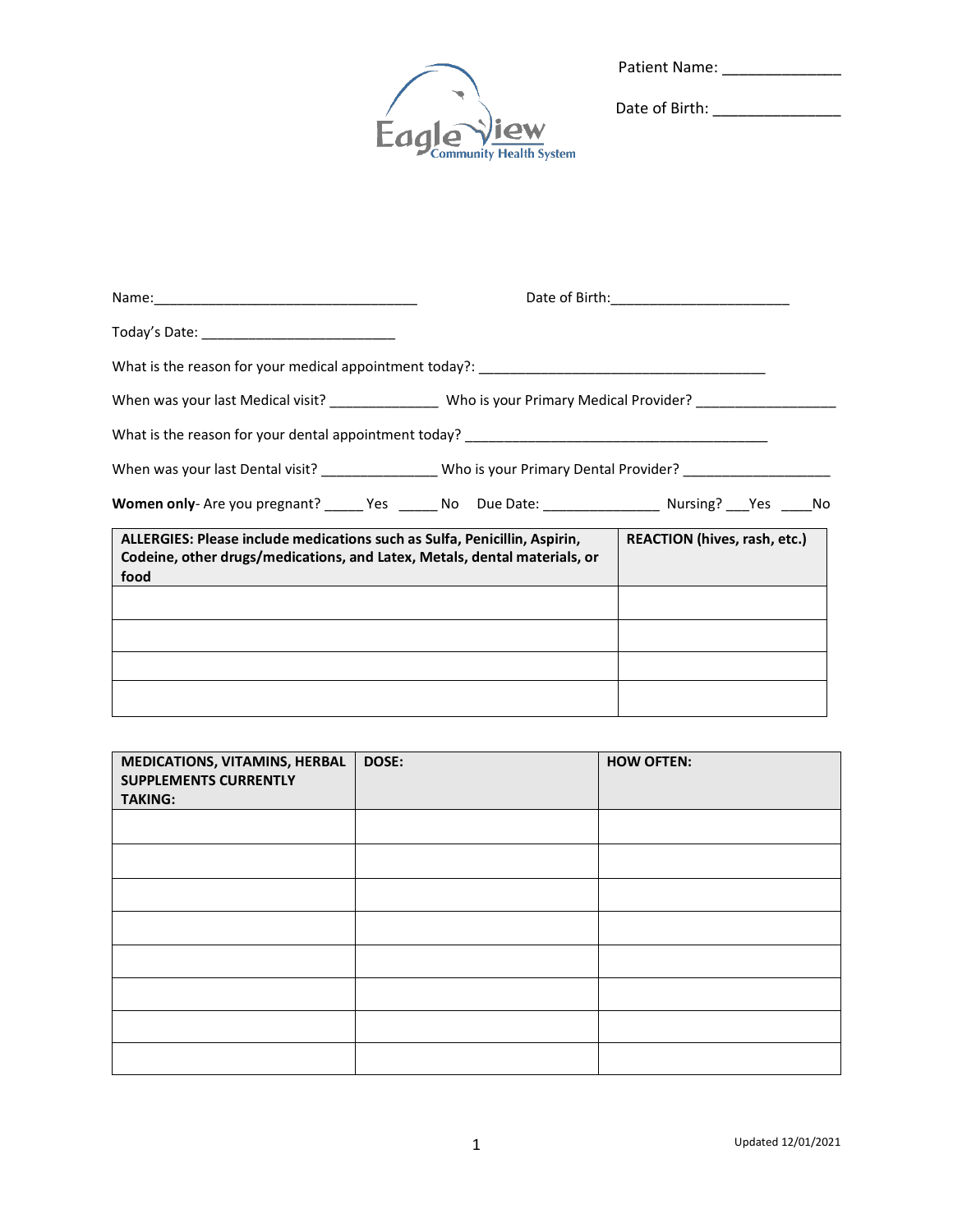EagleView Community Health System

Patient Name: ______________

Date of Birth: ______________

Name:_________________________________ Date of Birth:______________________

Today's Date: ________________________

What is the reason for your medical appointment today?: ____________________________________

When was your last Medical visit? ______________ Who is your Primary Medical Provider? _________________

What is the reason for your dental appointment today? _______________________________________

When was your last Dental visit? ______________ Who is your Primary Dental Provider? __________________

**Women only**- Are you pregnant? _____ Yes _____ No Due Date: _______________ Nursing? ___Yes ____No

| **ALLERGIES: Please include medications such as Sulfa, Penicillin, Aspirin, Codeine, other drugs/medications, and Latex, Metals, dental materials, or food** | **REACTION (hives, rash, etc.)** |
|---|---|
| | |
| | |
| | |
| | |

| **MEDICATIONS, VITAMINS, HERBAL SUPPLEMENTS CURRENTLY TAKING:** | **DOSE:** | **HOW OFTEN:** |
|---|---|---|
| | | |
| | | |
| | | |
| | | |
| | | |
| | | |
| | | |
| | | |

Updated 12/01/2021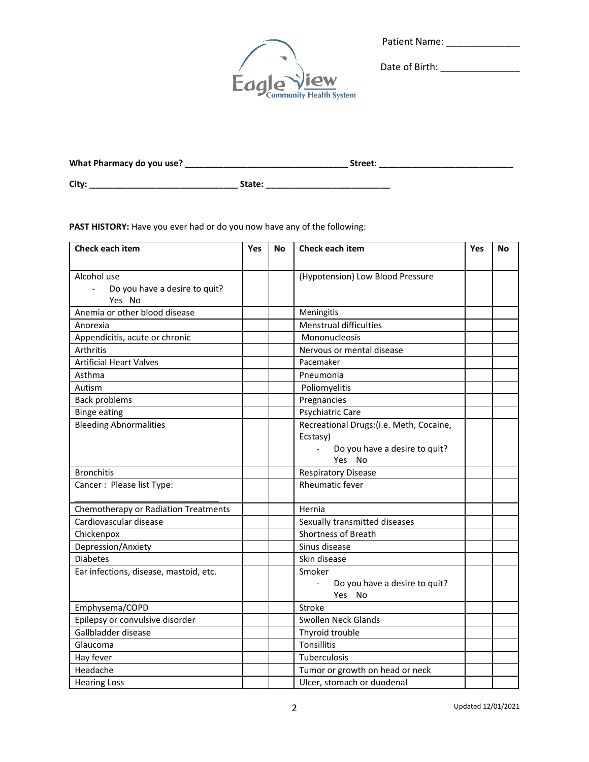Patient Name: ______________

Date of Birth: _______________

**What Pharmacy do you use?** _________________________________ **Street:** ___________________________

**City:** ______________________________ **State:** _________________________

**PAST HISTORY:** Have you ever had or do you now have any of the following:

| **Check each item** | **Yes** | **No** | **Check each item** | **Yes** | **No** |
|---|---|---|---|---|---|
| Alcohol use<br>- Do you have a desire to quit? Yes No | | | (Hypotension) Low Blood Pressure | | |
| Anemia or other blood disease | | | Meningitis | | |
| Anorexia | | | Menstrual difficulties | | |
| Appendicitis, acute or chronic | | | Mononucleosis | | |
| Arthritis | | | Nervous or mental disease | | |
| Artificial Heart Valves | | | Pacemaker | | |
| Asthma | | | Pneumonia | | |
| Autism | | | Poliomyelitis | | |
| Back problems | | | Pregnancies | | |
| Binge eating | | | Psychiatric Care | | |
| Bleeding Abnormalities | | | Recreational Drugs:(i.e. Meth, Cocaine, Ecstasy)<br>- Do you have a desire to quit? Yes No | | |
| Bronchitis | | | Respiratory Disease | | |
| Cancer : Please list Type: ______________________________ | | | Rheumatic fever | | |
| Chemotherapy or Radiation Treatments | | | Hernia | | |
| Cardiovascular disease | | | Sexually transmitted diseases | | |
| Chickenpox | | | Shortness of Breath | | |
| Depression/Anxiety | | | Sinus disease | | |
| Diabetes | | | Skin disease | | |
| Ear infections, disease, mastoid, etc. | | | Smoker<br>- Do you have a desire to quit? Yes No | | |
| Emphysema/COPD | | | Stroke | | |
| Epilepsy or convulsive disorder | | | Swollen Neck Glands | | |
| Gallbladder disease | | | Thyroid trouble | | |
| Glaucoma | | | Tonsillitis | | |
| Hay fever | | | Tuberculosis | | |
| Headache | | | Tumor or growth on head or neck | | |
| Hearing Loss | | | Ulcer, stomach or duodenal | | |

Updated 12/01/2021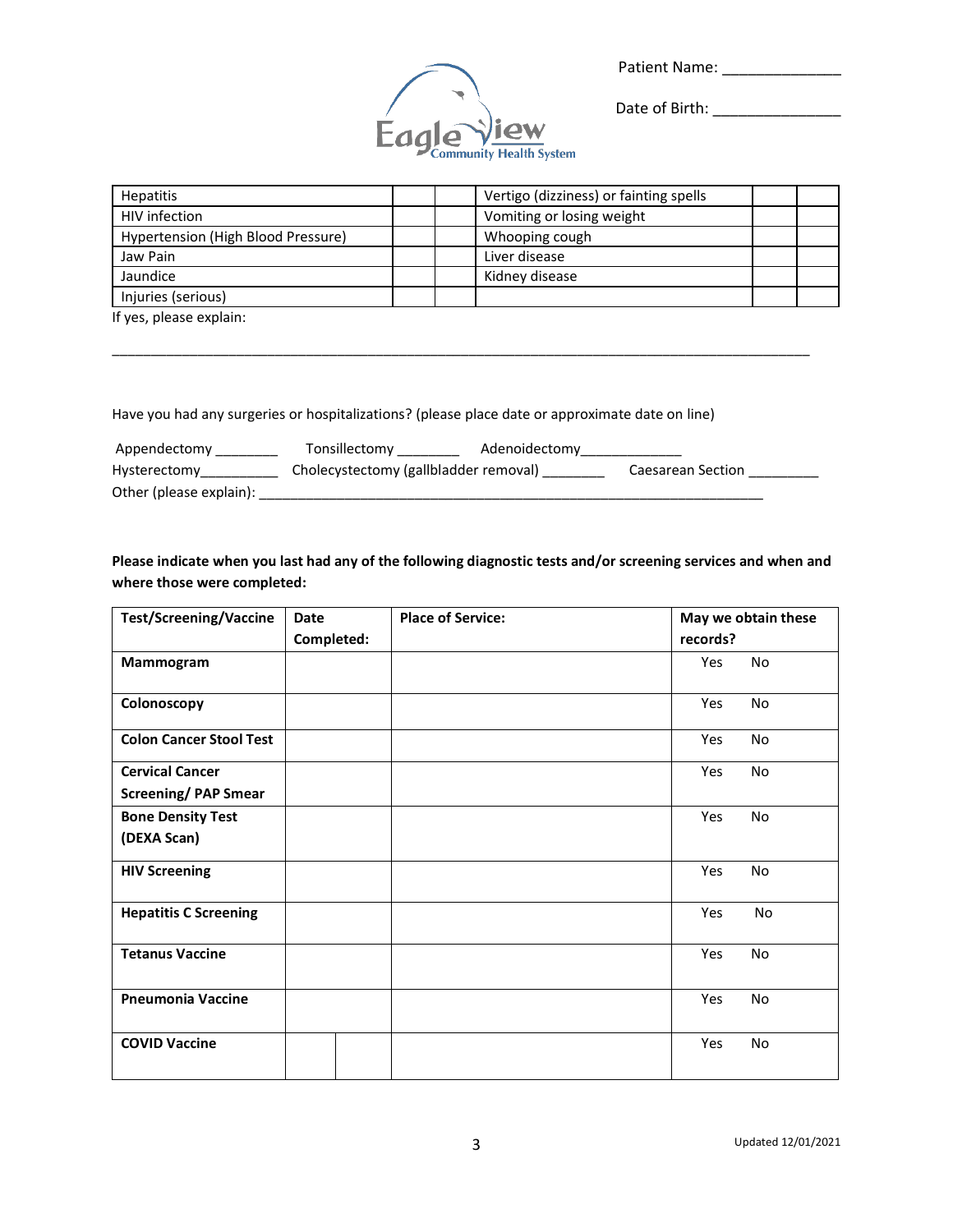Patient Name: ______________

Date of Birth: _______________

Eagle View Community Health System

| Hepatitis | | | Vertigo (dizziness) or fainting spells | | |
|---|---|---|---|---|---|
| HIV infection | | | Vomiting or losing weight | | |
| Hypertension (High Blood Pressure) | | | Whooping cough | | |
| Jaw Pain | | | Liver disease | | |
| Jaundice | | | Kidney disease | | |
| Injuries (serious) | | | | | |

If yes, please explain:

_____________________________________________________________________________________________

Have you had any surgeries or hospitalizations? (please place date or approximate date on line)

Appendectomy ________ Tonsillectomy ________ Adenoidectomy____________

Hysterectomy_________ Cholecystectomy (gallbladder removal) ________ Caesarean Section _________

Other (please explain): ____________________________________________________________________

**Please indicate when you last had any of the following diagnostic tests and/or screening services and when and where those were completed:**

| Test/Screening/Vaccine | Date Completed: | Place of Service: | May we obtain these records? |
|---|---|---|---|
| **Mammogram** | | | Yes No |
| **Colonoscopy** | | | Yes No |
| **Colon Cancer Stool Test** | | | Yes No |
| **Cervical Cancer Screening/ PAP Smear** | | | Yes No |
| **Bone Density Test (DEXA Scan)** | | | Yes No |
| **HIV Screening** | | | Yes No |
| **Hepatitis C Screening** | | | Yes No |
| **Tetanus Vaccine** | | | Yes No |
| **Pneumonia Vaccine** | | | Yes No |
| **COVID Vaccine** | | | Yes No |

Updated 12/01/2021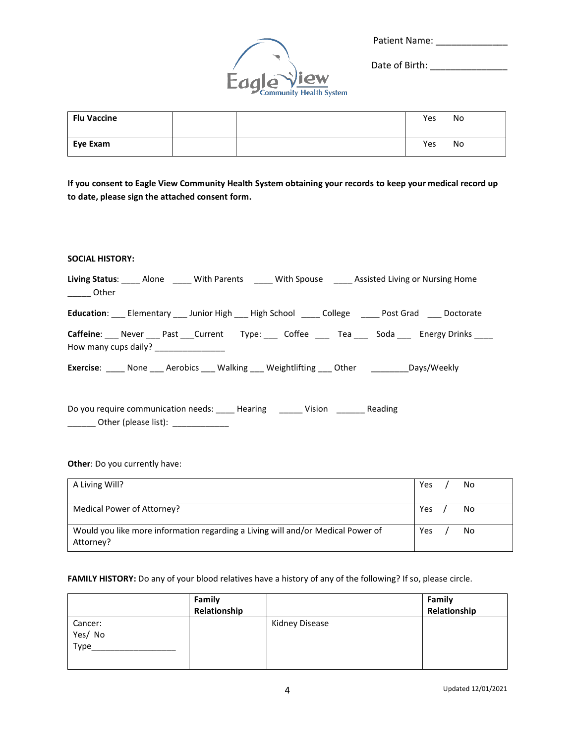Patient Name: ______________

Date of Birth: _______________

| Flu Vaccine | | | Yes No |
|---|---|---|---|
| Eye Exam | | | Yes No |

**If you consent to Eagle View Community Health System obtaining your records to keep your medical record up to date, please sign the attached consent form.**

**SOCIAL HISTORY:**

**Living Status**: ____ Alone ____ With Parents ____ With Spouse ____ Assisted Living or Nursing Home _____ Other

**Education**: ___ Elementary ___ Junior High ___ High School ____ College ____ Post Grad ___ Doctorate

**Caffeine**: ___ Never ___ Past ___Current Type: ___ Coffee ___ Tea ___ Soda ___ Energy Drinks ____ How many cups daily? _______________

**Exercise**: ____ None ___ Aerobics ___ Walking ___ Weightlifting ___ Other ________Days/Weekly

Do you require communication needs: ____ Hearing _____ Vision ______ Reading ______ Other (please list): ____________

**Other**: Do you currently have:

| | |
|---|---|
| A Living Will? | Yes / No |
| Medical Power of Attorney? | Yes / No |
| Would you like more information regarding a Living will and/or Medical Power of Attorney? | Yes / No |

**FAMILY HISTORY:** Do any of your blood relatives have a history of any of the following? If so, please circle.

| | **Family Relationship** | | **Family Relationship** |
|---|---|---|---|
| Cancer:<br>Yes/ No<br>Type__________________ | | Kidney Disease | |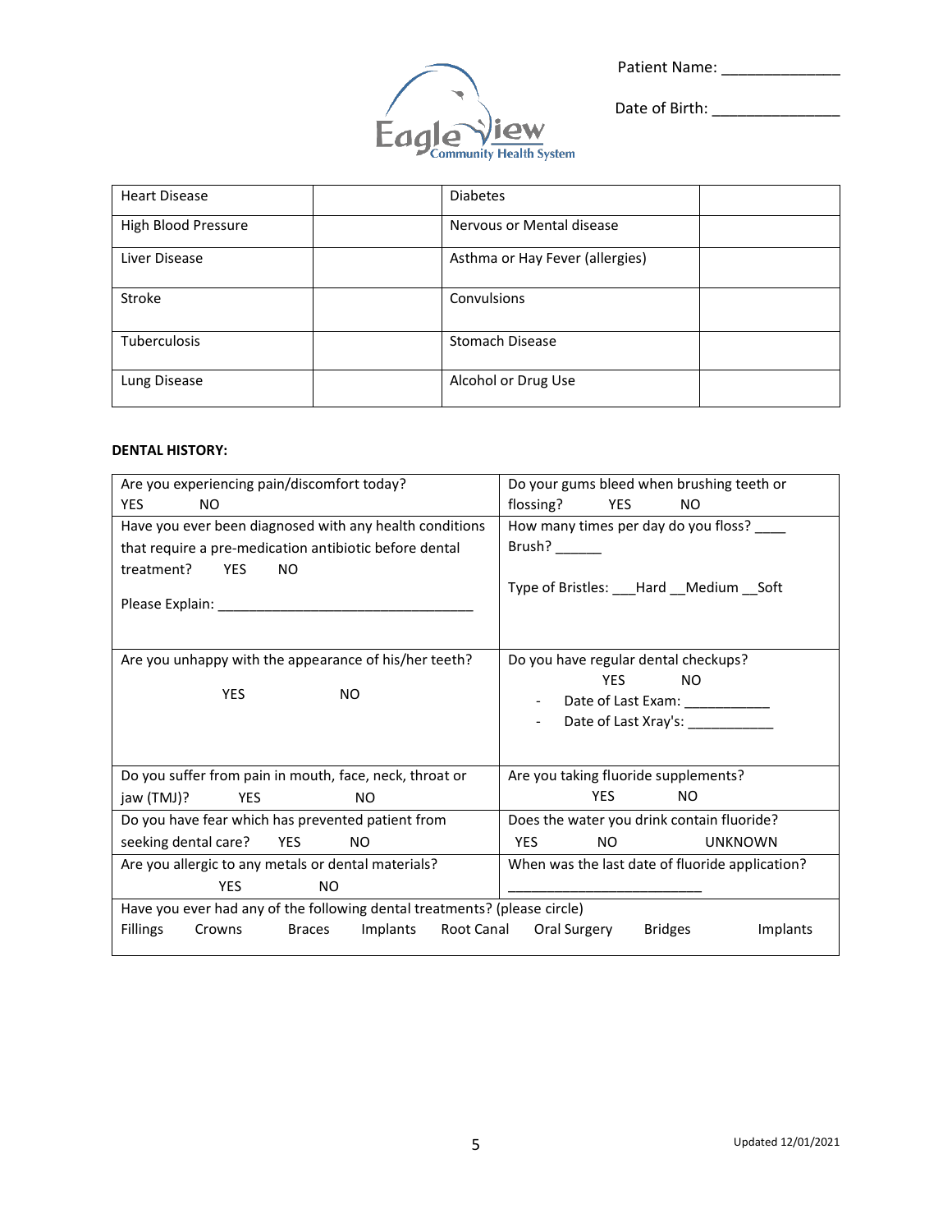Eagle View Community Health System

Patient Name: ______________

Date of Birth: _______________

| Heart Disease | | Diabetes | |
|---|---|---|---|
| High Blood Pressure | | Nervous or Mental disease | |
| Liver Disease | | Asthma or Hay Fever (allergies) | |
| Stroke | | Convulsions | |
| Tuberculosis | | Stomach Disease | |
| Lung Disease | | Alcohol or Drug Use | |

**DENTAL HISTORY:**

| Are you experiencing pain/discomfort today? YES NO | Do your gums bleed when brushing teeth or flossing? YES NO |
|---|---|
| Have you ever been diagnosed with any health conditions that require a pre-medication antibiotic before dental treatment? YES NO<br><br>Please Explain: _________________________________ | How many times per day do you floss? ____<br>Brush? ______<br><br>Type of Bristles: ___Hard __Medium __Soft |
| Are you unhappy with the appearance of his/her teeth?<br><br>YES NO | Do you have regular dental checkups?<br>YES NO<br>- Date of Last Exam: ___________<br>- Date of Last Xray's: ___________ |
| Do you suffer from pain in mouth, face, neck, throat or jaw (TMJ)? YES NO | Are you taking fluoride supplements?<br>YES NO |
| Do you have fear which has prevented patient from seeking dental care? YES NO | Does the water you drink contain fluoride?<br>YES NO UNKNOWN |
| Are you allergic to any metals or dental materials?<br>YES NO | When was the last date of fluoride application?<br>_________________________ |
| Have you ever had any of the following dental treatments? (please circle)<br>Fillings Crowns Braces Implants Root Canal Oral Surgery Bridges Implants | |

Updated 12/01/2021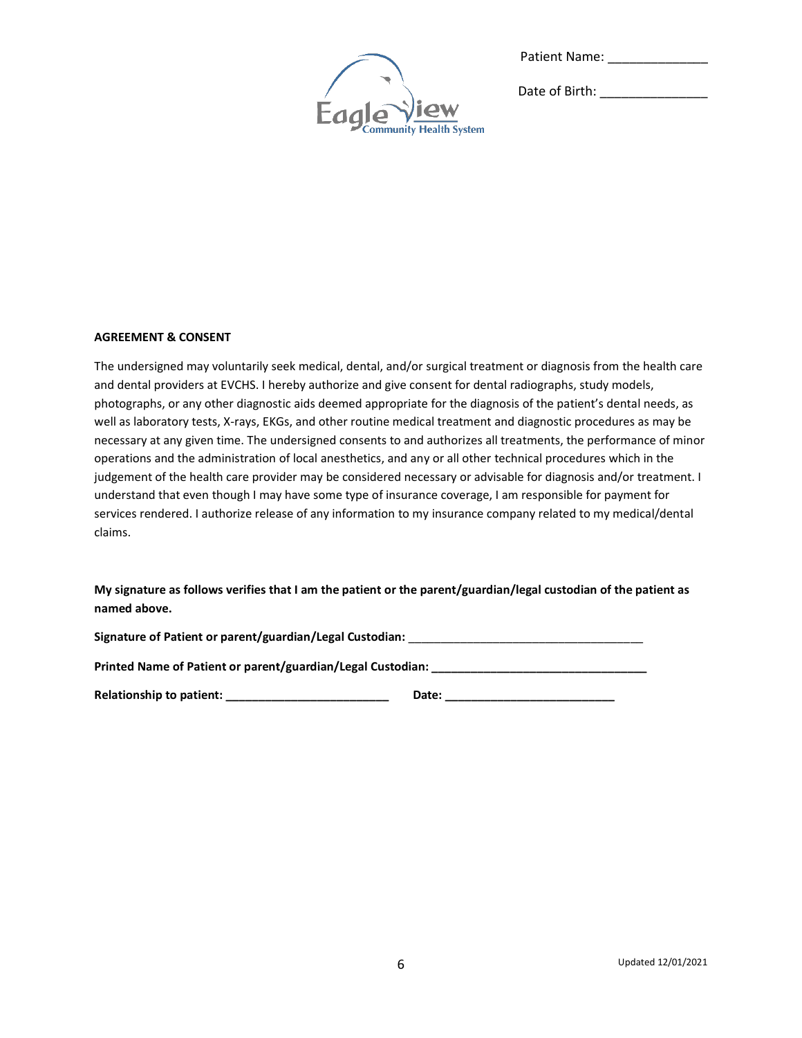Patient Name: ______________

Date of Birth: _______________

**AGREEMENT & CONSENT**

The undersigned may voluntarily seek medical, dental, and/or surgical treatment or diagnosis from the health care and dental providers at EVCHS. I hereby authorize and give consent for dental radiographs, study models, photographs, or any other diagnostic aids deemed appropriate for the diagnosis of the patient's dental needs, as well as laboratory tests, X-rays, EKGs, and other routine medical treatment and diagnostic procedures as may be necessary at any given time. The undersigned consents to and authorizes all treatments, the performance of minor operations and the administration of local anesthetics, and any or all other technical procedures which in the judgement of the health care provider may be considered necessary or advisable for diagnosis and/or treatment. I understand that even though I may have some type of insurance coverage, I am responsible for payment for services rendered. I authorize release of any information to my insurance company related to my medical/dental claims.

**My signature as follows verifies that I am the patient or the parent/guardian/legal custodian of the patient as named above.**

**Signature of Patient or parent/guardian/Legal Custodian:** ___________________________________

**Printed Name of Patient or parent/guardian/Legal Custodian:** ________________________________

**Relationship to patient:** ________________________ **Date:** _________________________

Updated 12/01/2021